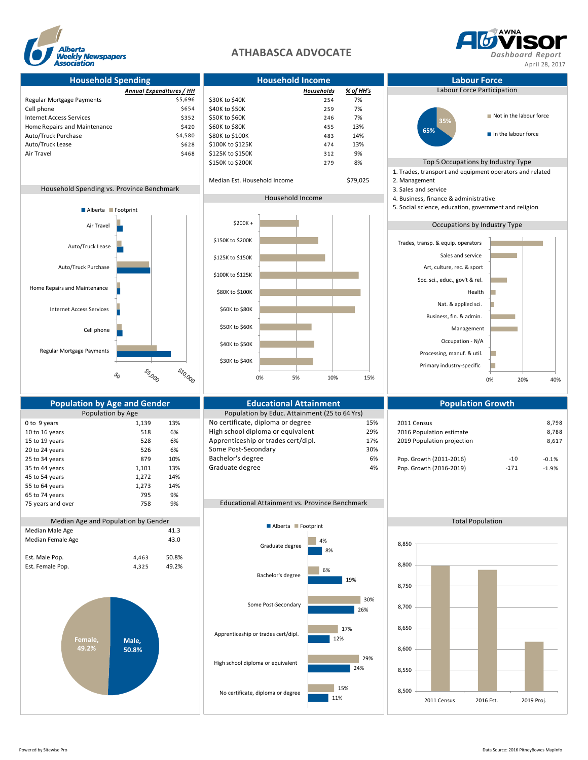# ATHABASCA ADVOCATE

Alberta Weekly Newspapers Association

AWNA Advisor Dashboard Report

April 28, 2017

## Household Spending

| | Annual Expenditures / HH |
|---|---|
| Regular Mortgage Payments | $5,696 |
| Cell phone | $654 |
| Internet Access Services | $352 |
| Home Repairs and Maintenance | $420 |
| Auto/Truck Purchase | $4,580 |
| Auto/Truck Lease | $628 |
| Air Travel | $468 |

### Household Spending vs. Province Benchmark

Alberta / Footprint

Air Travel, Auto/Truck Lease, Auto/Truck Purchase, Home Repairs and Maintenance, Internet Access Services, Cell phone, Regular Mortgage Payments

$0, $5,000, $10,000

## Household Income

| | Households | % of HH's |
|---|---|---|
| $30K to $40K | 254 | 7% |
| $40K to $50K | 259 | 7% |
| $50K to $60K | 246 | 7% |
| $60K to $80K | 455 | 13% |
| $80K to $100K | 483 | 14% |
| $100K to $125K | 474 | 13% |
| $125K to $150K | 312 | 9% |
| $150K to $200K | 279 | 8% |

Median Est. Household Income: $79,025

### Household Income

$200K +, $150K to $200K, $125K to $150K, $100K to $125K, $80K to $100K, $60K to $80K, $50K to $60K, $40K to $50K, $30K to $40K

0%, 5%, 10%, 15%

## Labour Force

### Labour Force Participation

- Not in the labour force: 35%
- In the labour force: 65%

### Top 5 Occupations by Industry Type

1. Trades, transport and equipment operators and related
2. Management
3. Sales and service
4. Business, finance & administrative
5. Social science, education, government and religion

### Occupations by Industry Type

Trades, transp. & equip. operators; Sales and service; Art, culture, rec. & sport; Soc. sci., educ., gov't & rel.; Health; Nat. & applied sci.; Business, fin. & admin.; Management; Occupation - N/A; Processing, manuf. & util.; Primary industry-specific

0%, 20%, 40%

## Population by Age and Gender

### Population by Age

| | | |
|---|---|---|
| 0 to 9 years | 1,139 | 13% |
| 10 to 16 years | 518 | 6% |
| 15 to 19 years | 528 | 6% |
| 20 to 24 years | 526 | 6% |
| 25 to 34 years | 879 | 10% |
| 35 to 44 years | 1,101 | 13% |
| 45 to 54 years | 1,272 | 14% |
| 55 to 64 years | 1,273 | 14% |
| 65 to 74 years | 795 | 9% |
| 75 years and over | 758 | 9% |

### Median Age and Population by Gender

| | | |
|---|---|---|
| Median Male Age | | 41.3 |
| Median Female Age | | 43.0 |
| Est. Male Pop. | 4,463 | 50.8% |
| Est. Female Pop. | 4,325 | 49.2% |

Female, 49.2% / Male, 50.8%

## Educational Attainment

### Population by Educ. Attainment (25 to 64 Yrs)

| | |
|---|---|
| No certificate, diploma or degree | 15% |
| High school diploma or equivalent | 29% |
| Apprenticeship or trades cert/dipl. | 17% |
| Some Post-Secondary | 30% |
| Bachelor's degree | 6% |
| Graduate degree | 4% |

### Educational Attainment vs. Province Benchmark

| | Footprint | Alberta |
|---|---|---|
| Graduate degree | 4% | 8% |
| Bachelor's degree | 6% | 19% |
| Some Post-Secondary | 30% | 26% |
| Apprenticeship or trades cert/dipl. | 17% | 12% |
| High school diploma or equivalent | 29% | 24% |
| No certificate, diploma or degree | 15% | 11% |

## Population Growth

| | | |
|---|---|---|
| 2011 Census | | 8,798 |
| 2016 Population estimate | | 8,788 |
| 2019 Population projection | | 8,617 |
| Pop. Growth (2011-2016) | -10 | -0.1% |
| Pop. Growth (2016-2019) | -171 | -1.9% |

### Total Population

2011 Census, 2016 Est., 2019 Proj.

8,500, 8,550, 8,600, 8,650, 8,700, 8,750, 8,800, 8,850

Powered by Sitewise Pro

Data Source: 2016 PitneyBowes MapInfo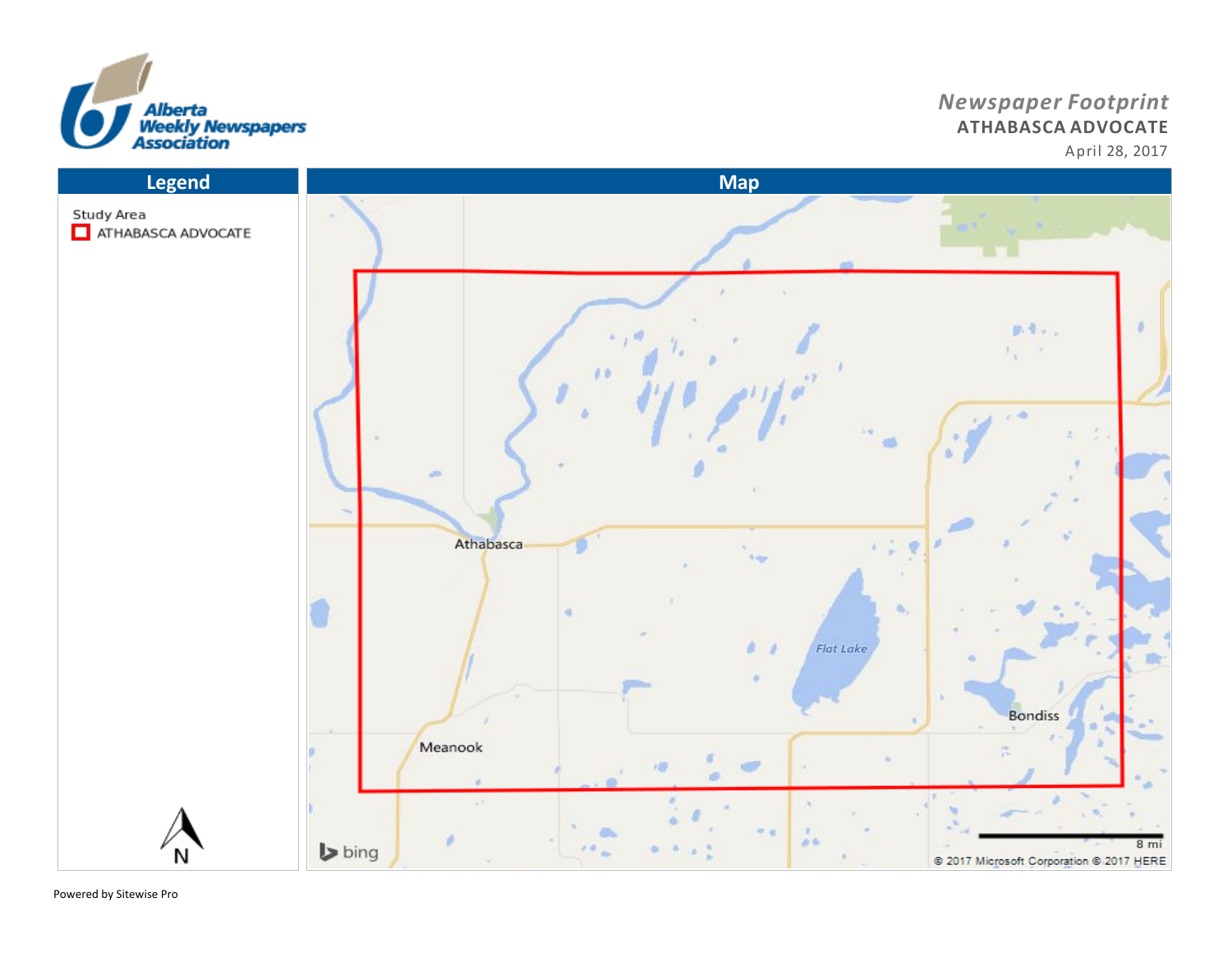Alberta Weekly Newspapers Association

*Newspaper Footprint*

**ATHABASCA ADVOCATE**

April 28, 2017

## Legend

Study Area

ATHABASCA ADVOCATE

N

## Map

Athabasca

Meanook

Flat Lake

Bondiss

bing

8 mi

© 2017 Microsoft Corporation © 2017 HERE

Powered by Sitewise Pro